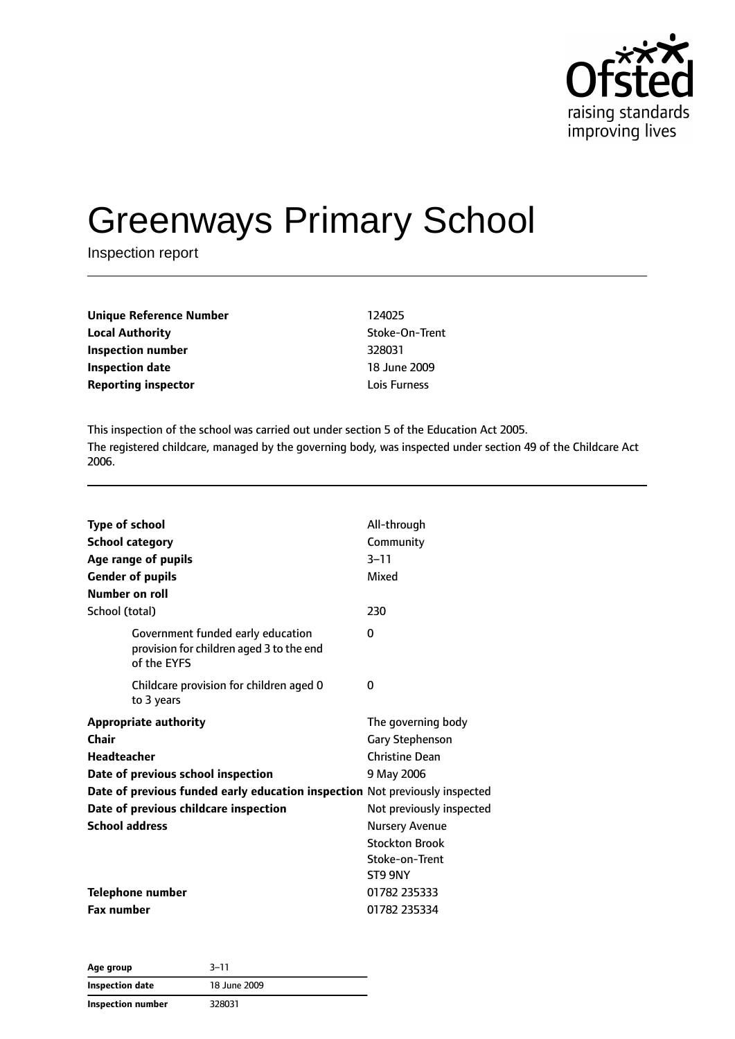Ofsted
raising standards
improving lives

# Greenways Primary School

Inspection report

| | |
|---|---|
| **Unique Reference Number** | 124025 |
| **Local Authority** | Stoke-On-Trent |
| **Inspection number** | 328031 |
| **Inspection date** | 18 June 2009 |
| **Reporting inspector** | Lois Furness |

This inspection of the school was carried out under section 5 of the Education Act 2005.

The registered childcare, managed by the governing body, was inspected under section 49 of the Childcare Act 2006.

| | |
|---|---|
| **Type of school** | All-through |
| **School category** | Community |
| **Age range of pupils** | 3–11 |
| **Gender of pupils** | Mixed |
| **Number on roll** | |
| School (total) | 230 |
| Government funded early education provision for children aged 3 to the end of the EYFS | 0 |
| Childcare provision for children aged 0 to 3 years | 0 |
| **Appropriate authority** | The governing body |
| **Chair** | Gary Stephenson |
| **Headteacher** | Christine Dean |
| **Date of previous school inspection** | 9 May 2006 |
| **Date of previous funded early education inspection** | Not previously inspected |
| **Date of previous childcare inspection** | Not previously inspected |
| **School address** | Nursery Avenue<br>Stockton Brook<br>Stoke-on-Trent<br>ST9 9NY |
| **Telephone number** | 01782 235333 |
| **Fax number** | 01782 235334 |

| | |
|---|---|
| **Age group** | 3–11 |
| **Inspection date** | 18 June 2009 |
| **Inspection number** | 328031 |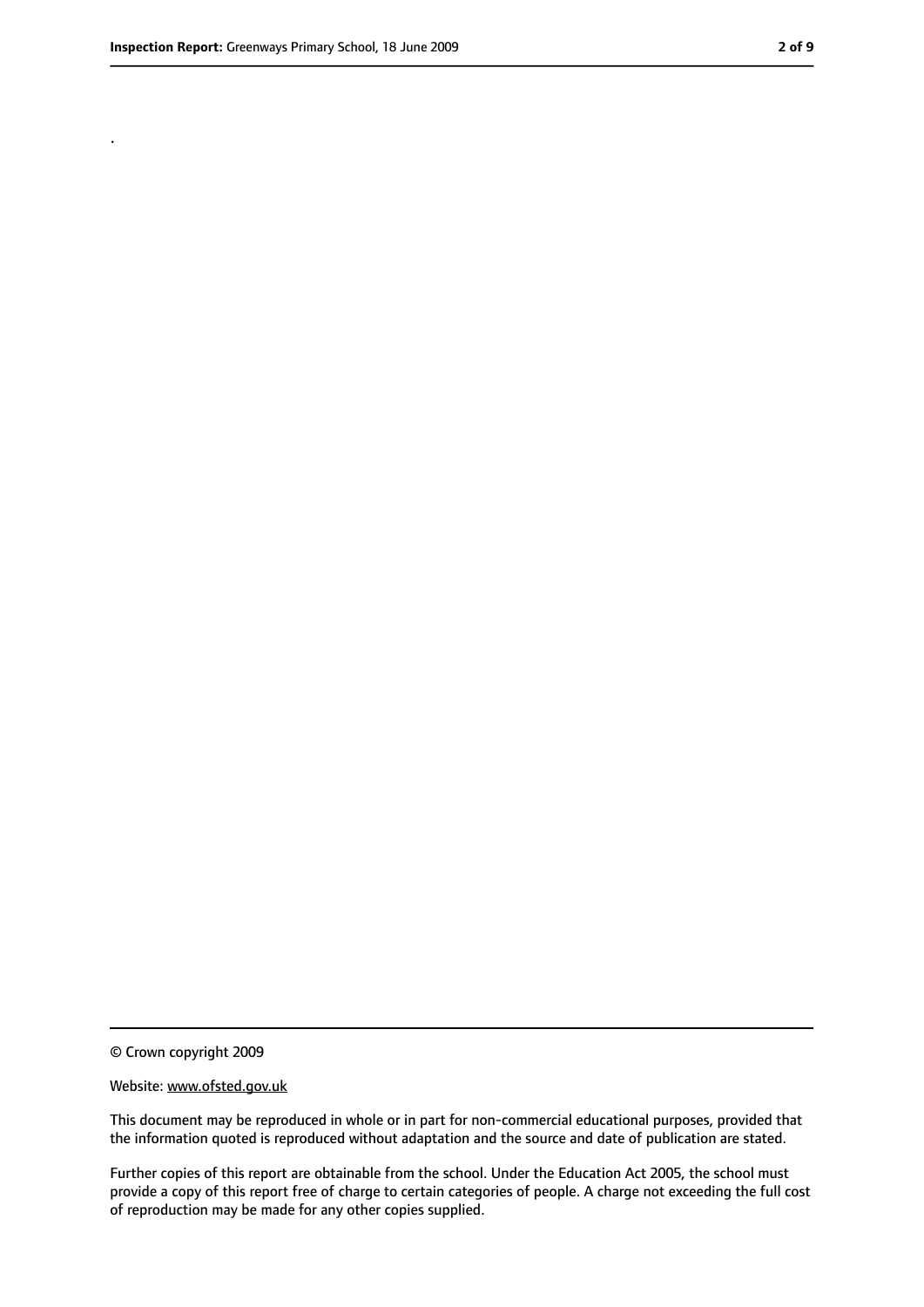.

© Crown copyright 2009

Website: www.ofsted.gov.uk

This document may be reproduced in whole or in part for non-commercial educational purposes, provided that the information quoted is reproduced without adaptation and the source and date of publication are stated.

Further copies of this report are obtainable from the school. Under the Education Act 2005, the school must provide a copy of this report free of charge to certain categories of people. A charge not exceeding the full cost of reproduction may be made for any other copies supplied.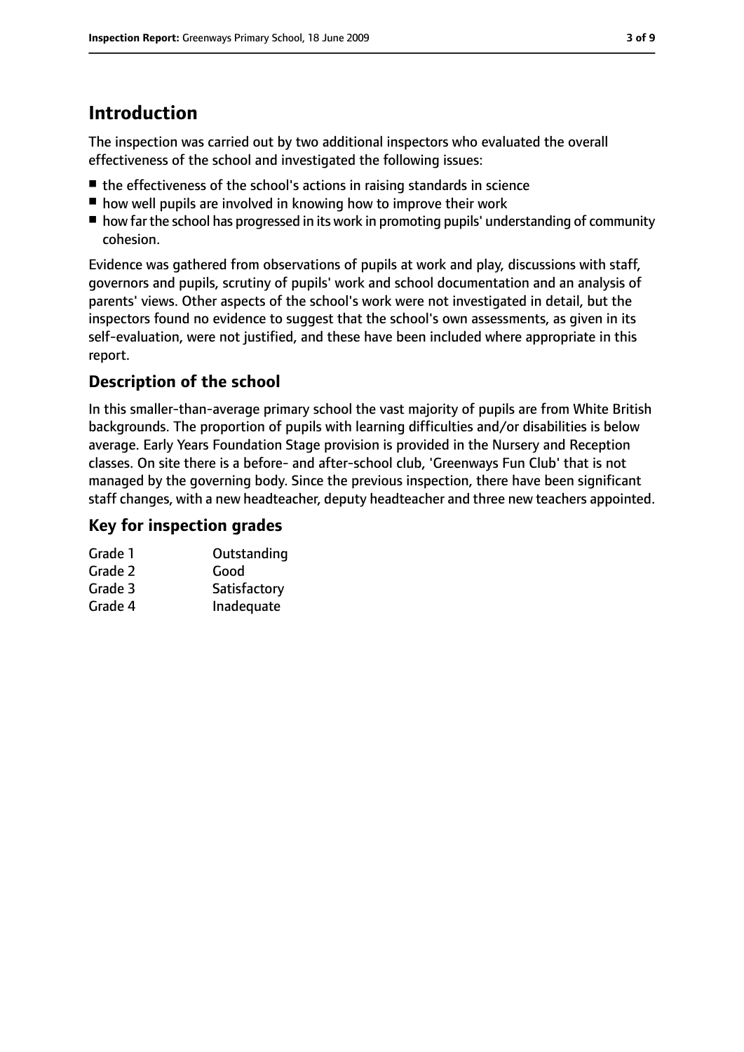# Introduction

The inspection was carried out by two additional inspectors who evaluated the overall effectiveness of the school and investigated the following issues:

- the effectiveness of the school's actions in raising standards in science
- how well pupils are involved in knowing how to improve their work
- how far the school has progressed in its work in promoting pupils' understanding of community cohesion.

Evidence was gathered from observations of pupils at work and play, discussions with staff, governors and pupils, scrutiny of pupils' work and school documentation and an analysis of parents' views. Other aspects of the school's work were not investigated in detail, but the inspectors found no evidence to suggest that the school's own assessments, as given in its self-evaluation, were not justified, and these have been included where appropriate in this report.

## Description of the school

In this smaller-than-average primary school the vast majority of pupils are from White British backgrounds. The proportion of pupils with learning difficulties and/or disabilities is below average. Early Years Foundation Stage provision is provided in the Nursery and Reception classes. On site there is a before- and after-school club, 'Greenways Fun Club' that is not managed by the governing body. Since the previous inspection, there have been significant staff changes, with a new headteacher, deputy headteacher and three new teachers appointed.

## Key for inspection grades

| | |
|---|---|
| Grade 1 | Outstanding |
| Grade 2 | Good |
| Grade 3 | Satisfactory |
| Grade 4 | Inadequate |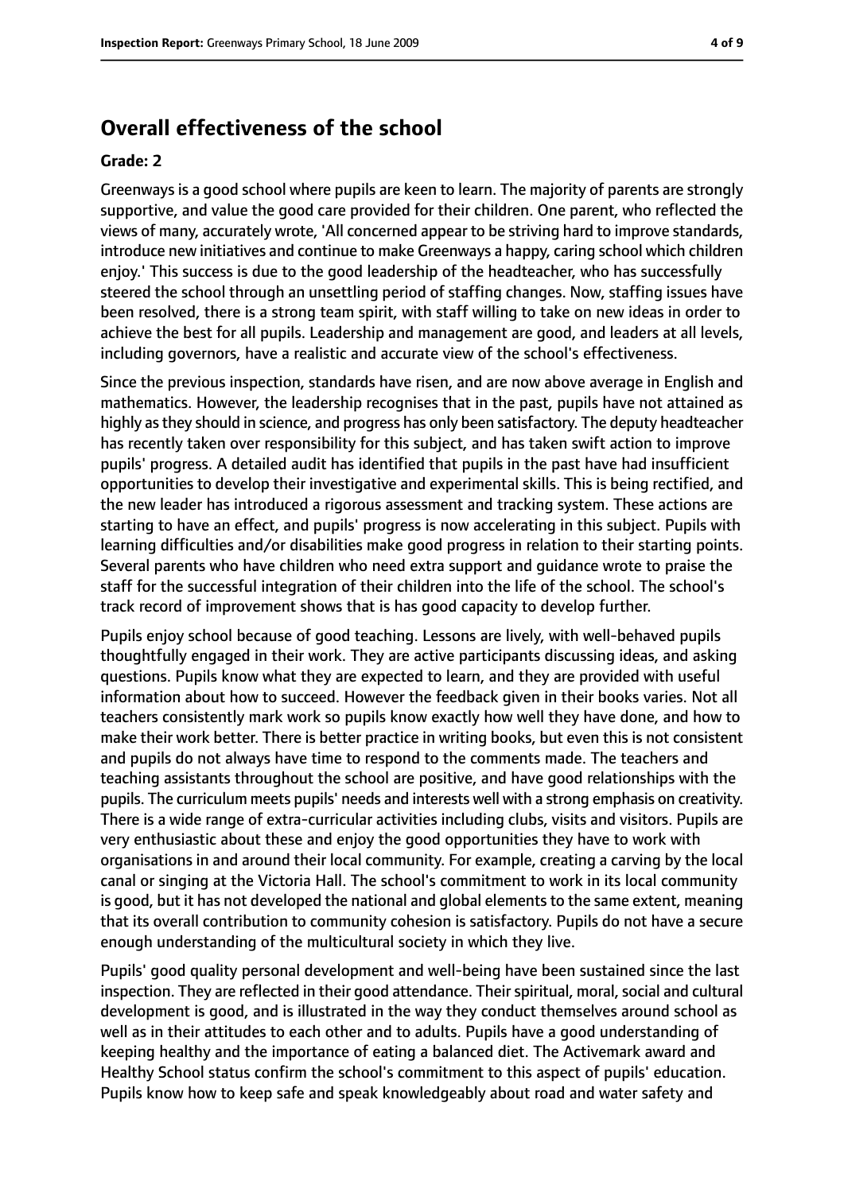## Overall effectiveness of the school

**Grade: 2**

Greenways is a good school where pupils are keen to learn. The majority of parents are strongly supportive, and value the good care provided for their children. One parent, who reflected the views of many, accurately wrote, 'All concerned appear to be striving hard to improve standards, introduce new initiatives and continue to make Greenways a happy, caring school which children enjoy.' This success is due to the good leadership of the headteacher, who has successfully steered the school through an unsettling period of staffing changes. Now, staffing issues have been resolved, there is a strong team spirit, with staff willing to take on new ideas in order to achieve the best for all pupils. Leadership and management are good, and leaders at all levels, including governors, have a realistic and accurate view of the school's effectiveness.

Since the previous inspection, standards have risen, and are now above average in English and mathematics. However, the leadership recognises that in the past, pupils have not attained as highly as they should in science, and progress has only been satisfactory. The deputy headteacher has recently taken over responsibility for this subject, and has taken swift action to improve pupils' progress. A detailed audit has identified that pupils in the past have had insufficient opportunities to develop their investigative and experimental skills. This is being rectified, and the new leader has introduced a rigorous assessment and tracking system. These actions are starting to have an effect, and pupils' progress is now accelerating in this subject. Pupils with learning difficulties and/or disabilities make good progress in relation to their starting points. Several parents who have children who need extra support and guidance wrote to praise the staff for the successful integration of their children into the life of the school. The school's track record of improvement shows that is has good capacity to develop further.

Pupils enjoy school because of good teaching. Lessons are lively, with well-behaved pupils thoughtfully engaged in their work. They are active participants discussing ideas, and asking questions. Pupils know what they are expected to learn, and they are provided with useful information about how to succeed. However the feedback given in their books varies. Not all teachers consistently mark work so pupils know exactly how well they have done, and how to make their work better. There is better practice in writing books, but even this is not consistent and pupils do not always have time to respond to the comments made. The teachers and teaching assistants throughout the school are positive, and have good relationships with the pupils. The curriculum meets pupils' needs and interests well with a strong emphasis on creativity. There is a wide range of extra-curricular activities including clubs, visits and visitors. Pupils are very enthusiastic about these and enjoy the good opportunities they have to work with organisations in and around their local community. For example, creating a carving by the local canal or singing at the Victoria Hall. The school's commitment to work in its local community is good, but it has not developed the national and global elements to the same extent, meaning that its overall contribution to community cohesion is satisfactory. Pupils do not have a secure enough understanding of the multicultural society in which they live.

Pupils' good quality personal development and well-being have been sustained since the last inspection. They are reflected in their good attendance. Their spiritual, moral, social and cultural development is good, and is illustrated in the way they conduct themselves around school as well as in their attitudes to each other and to adults. Pupils have a good understanding of keeping healthy and the importance of eating a balanced diet. The Activemark award and Healthy School status confirm the school's commitment to this aspect of pupils' education. Pupils know how to keep safe and speak knowledgeably about road and water safety and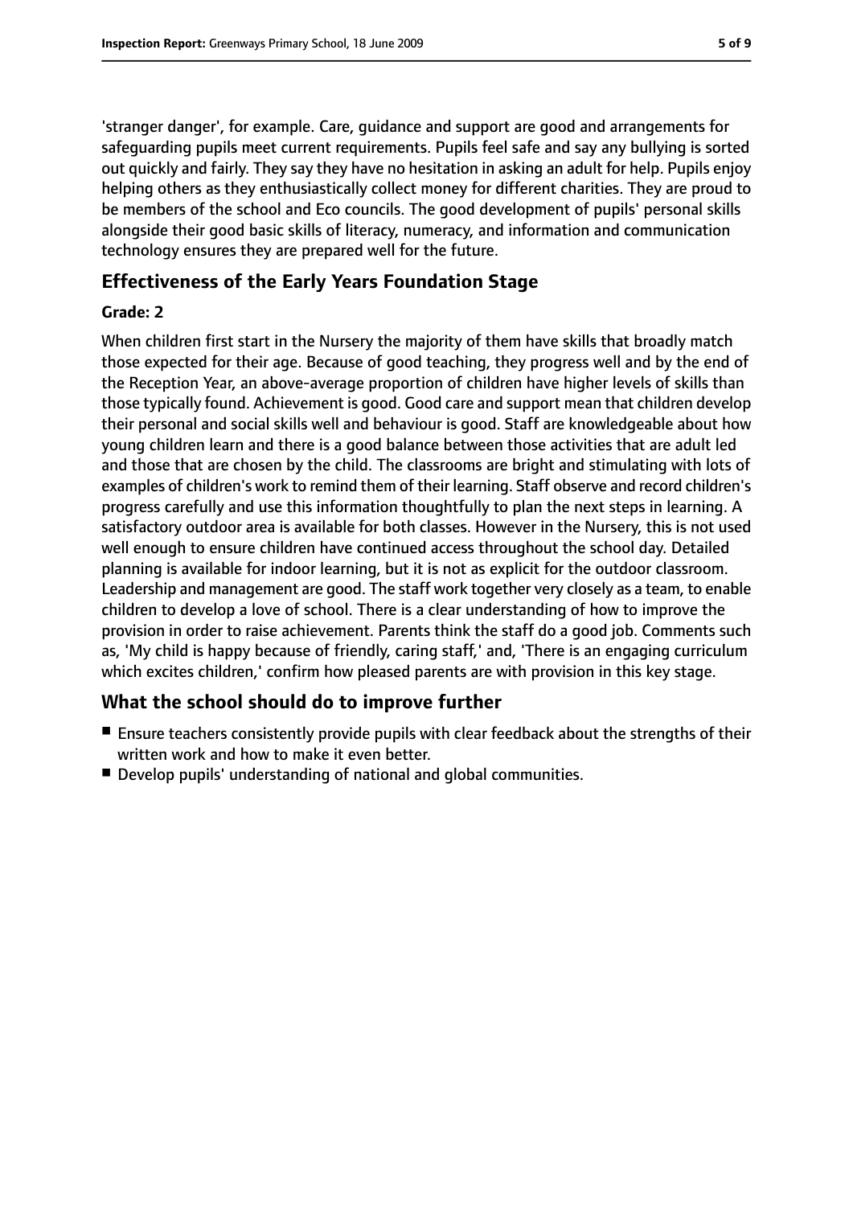'stranger danger', for example. Care, guidance and support are good and arrangements for safeguarding pupils meet current requirements. Pupils feel safe and say any bullying is sorted out quickly and fairly. They say they have no hesitation in asking an adult for help. Pupils enjoy helping others as they enthusiastically collect money for different charities. They are proud to be members of the school and Eco councils. The good development of pupils' personal skills alongside their good basic skills of literacy, numeracy, and information and communication technology ensures they are prepared well for the future.

## Effectiveness of the Early Years Foundation Stage

### Grade: 2

When children first start in the Nursery the majority of them have skills that broadly match those expected for their age. Because of good teaching, they progress well and by the end of the Reception Year, an above-average proportion of children have higher levels of skills than those typically found. Achievement is good. Good care and support mean that children develop their personal and social skills well and behaviour is good. Staff are knowledgeable about how young children learn and there is a good balance between those activities that are adult led and those that are chosen by the child. The classrooms are bright and stimulating with lots of examples of children's work to remind them of their learning. Staff observe and record children's progress carefully and use this information thoughtfully to plan the next steps in learning. A satisfactory outdoor area is available for both classes. However in the Nursery, this is not used well enough to ensure children have continued access throughout the school day. Detailed planning is available for indoor learning, but it is not as explicit for the outdoor classroom. Leadership and management are good. The staff work together very closely as a team, to enable children to develop a love of school. There is a clear understanding of how to improve the provision in order to raise achievement. Parents think the staff do a good job. Comments such as, 'My child is happy because of friendly, caring staff,' and, 'There is an engaging curriculum which excites children,' confirm how pleased parents are with provision in this key stage.

## What the school should do to improve further

- Ensure teachers consistently provide pupils with clear feedback about the strengths of their written work and how to make it even better.
- Develop pupils' understanding of national and global communities.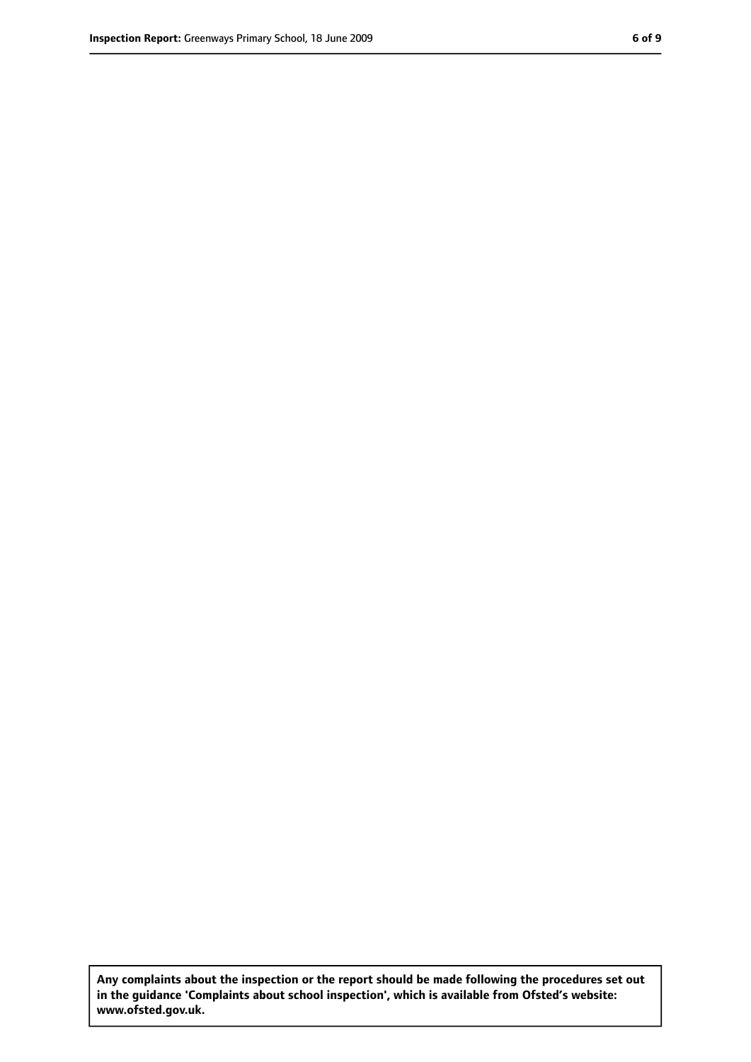**Any complaints about the inspection or the report should be made following the procedures set out in the guidance 'Complaints about school inspection', which is available from Ofsted's website: www.ofsted.gov.uk.**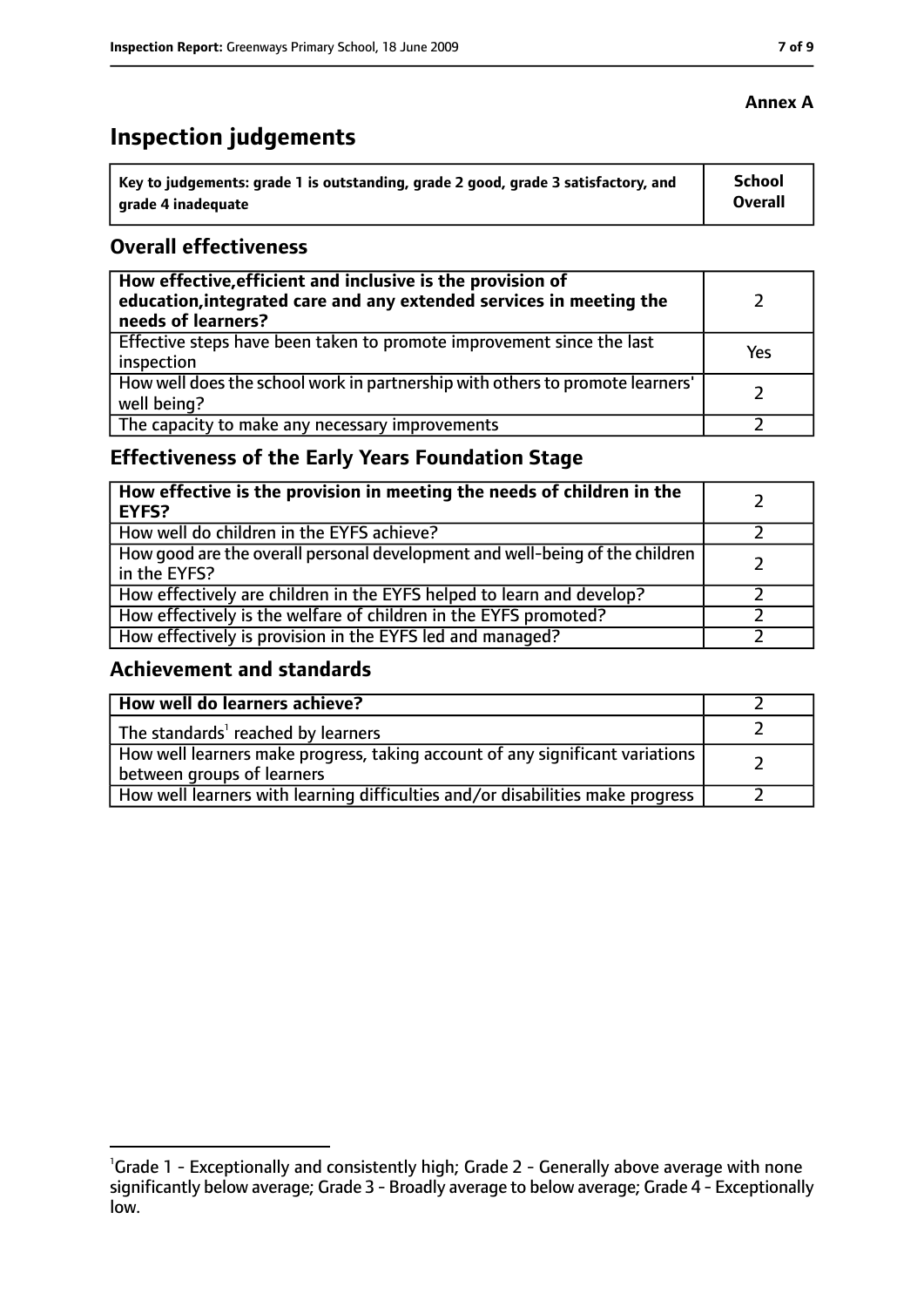**Annex A**

# Inspection judgements

| Key to judgements: grade 1 is outstanding, grade 2 good, grade 3 satisfactory, and grade 4 inadequate | School Overall |
|---|---|

## Overall effectiveness

| | |
|---|---|
| **How effective, efficient and inclusive is the provision of education, integrated care and any extended services in meeting the needs of learners?** | 2 |
| Effective steps have been taken to promote improvement since the last inspection | Yes |
| How well does the school work in partnership with others to promote learners' well being? | 2 |
| The capacity to make any necessary improvements | 2 |

## Effectiveness of the Early Years Foundation Stage

| | |
|---|---|
| **How effective is the provision in meeting the needs of children in the EYFS?** | 2 |
| How well do children in the EYFS achieve? | 2 |
| How good are the overall personal development and well-being of the children in the EYFS? | 2 |
| How effectively are children in the EYFS helped to learn and develop? | 2 |
| How effectively is the welfare of children in the EYFS promoted? | 2 |
| How effectively is provision in the EYFS led and managed? | 2 |

## Achievement and standards

| | |
|---|---|
| **How well do learners achieve?** | 2 |
| The standards[1] reached by learners | 2 |
| How well learners make progress, taking account of any significant variations between groups of learners | 2 |
| How well learners with learning difficulties and/or disabilities make progress | 2 |

[1]Grade 1 - Exceptionally and consistently high; Grade 2 - Generally above average with none significantly below average; Grade 3 - Broadly average to below average; Grade 4 - Exceptionally low.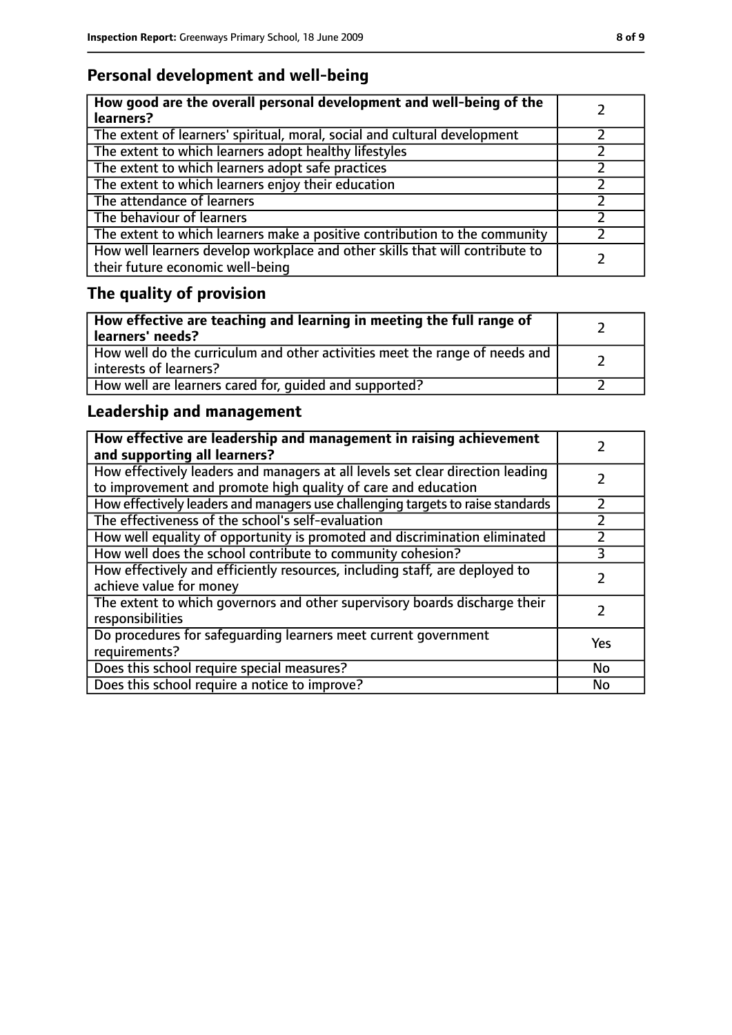## Personal development and well-being

| How good are the overall personal development and well-being of the learners? | 2 |
|---|---|
| The extent of learners' spiritual, moral, social and cultural development | 2 |
| The extent to which learners adopt healthy lifestyles | 2 |
| The extent to which learners adopt safe practices | 2 |
| The extent to which learners enjoy their education | 2 |
| The attendance of learners | 2 |
| The behaviour of learners | 2 |
| The extent to which learners make a positive contribution to the community | 2 |
| How well learners develop workplace and other skills that will contribute to their future economic well-being | 2 |

## The quality of provision

| How effective are teaching and learning in meeting the full range of learners' needs? | 2 |
|---|---|
| How well do the curriculum and other activities meet the range of needs and interests of learners? | 2 |
| How well are learners cared for, guided and supported? | 2 |

## Leadership and management

| How effective are leadership and management in raising achievement and supporting all learners? | 2 |
|---|---|
| How effectively leaders and managers at all levels set clear direction leading to improvement and promote high quality of care and education | 2 |
| How effectively leaders and managers use challenging targets to raise standards | 2 |
| The effectiveness of the school's self-evaluation | 2 |
| How well equality of opportunity is promoted and discrimination eliminated | 2 |
| How well does the school contribute to community cohesion? | 3 |
| How effectively and efficiently resources, including staff, are deployed to achieve value for money | 2 |
| The extent to which governors and other supervisory boards discharge their responsibilities | 2 |
| Do procedures for safeguarding learners meet current government requirements? | Yes |
| Does this school require special measures? | No |
| Does this school require a notice to improve? | No |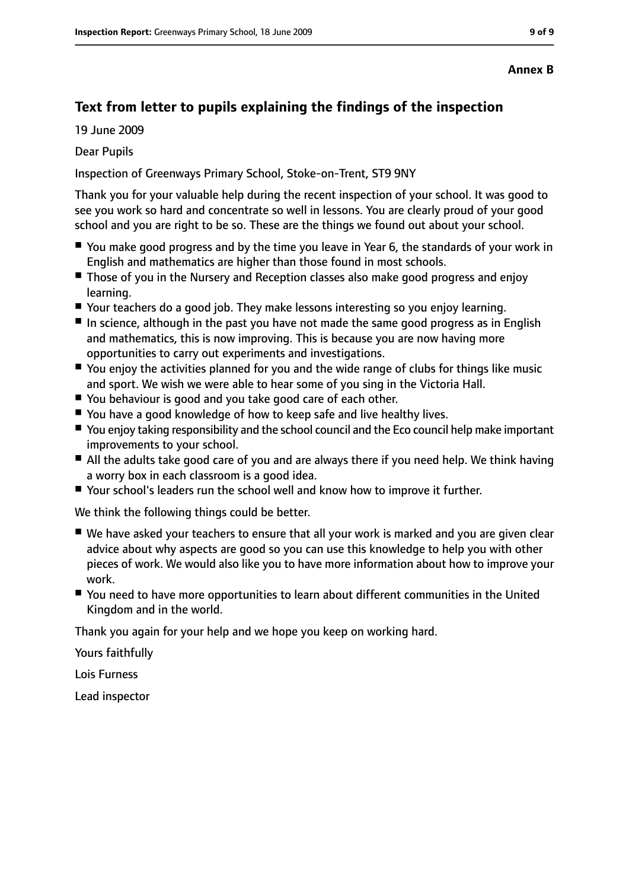**Annex B**

## Text from letter to pupils explaining the findings of the inspection

19 June 2009

Dear Pupils

Inspection of Greenways Primary School, Stoke-on-Trent, ST9 9NY

Thank you for your valuable help during the recent inspection of your school. It was good to see you work so hard and concentrate so well in lessons. You are clearly proud of your good school and you are right to be so. These are the things we found out about your school.

- You make good progress and by the time you leave in Year 6, the standards of your work in English and mathematics are higher than those found in most schools.
- Those of you in the Nursery and Reception classes also make good progress and enjoy learning.
- Your teachers do a good job. They make lessons interesting so you enjoy learning.
- In science, although in the past you have not made the same good progress as in English and mathematics, this is now improving. This is because you are now having more opportunities to carry out experiments and investigations.
- You enjoy the activities planned for you and the wide range of clubs for things like music and sport. We wish we were able to hear some of you sing in the Victoria Hall.
- You behaviour is good and you take good care of each other.
- You have a good knowledge of how to keep safe and live healthy lives.
- You enjoy taking responsibility and the school council and the Eco council help make important improvements to your school.
- All the adults take good care of you and are always there if you need help. We think having a worry box in each classroom is a good idea.
- Your school's leaders run the school well and know how to improve it further.

We think the following things could be better.

- We have asked your teachers to ensure that all your work is marked and you are given clear advice about why aspects are good so you can use this knowledge to help you with other pieces of work. We would also like you to have more information about how to improve your work.
- You need to have more opportunities to learn about different communities in the United Kingdom and in the world.

Thank you again for your help and we hope you keep on working hard.

Yours faithfully

Lois Furness

Lead inspector